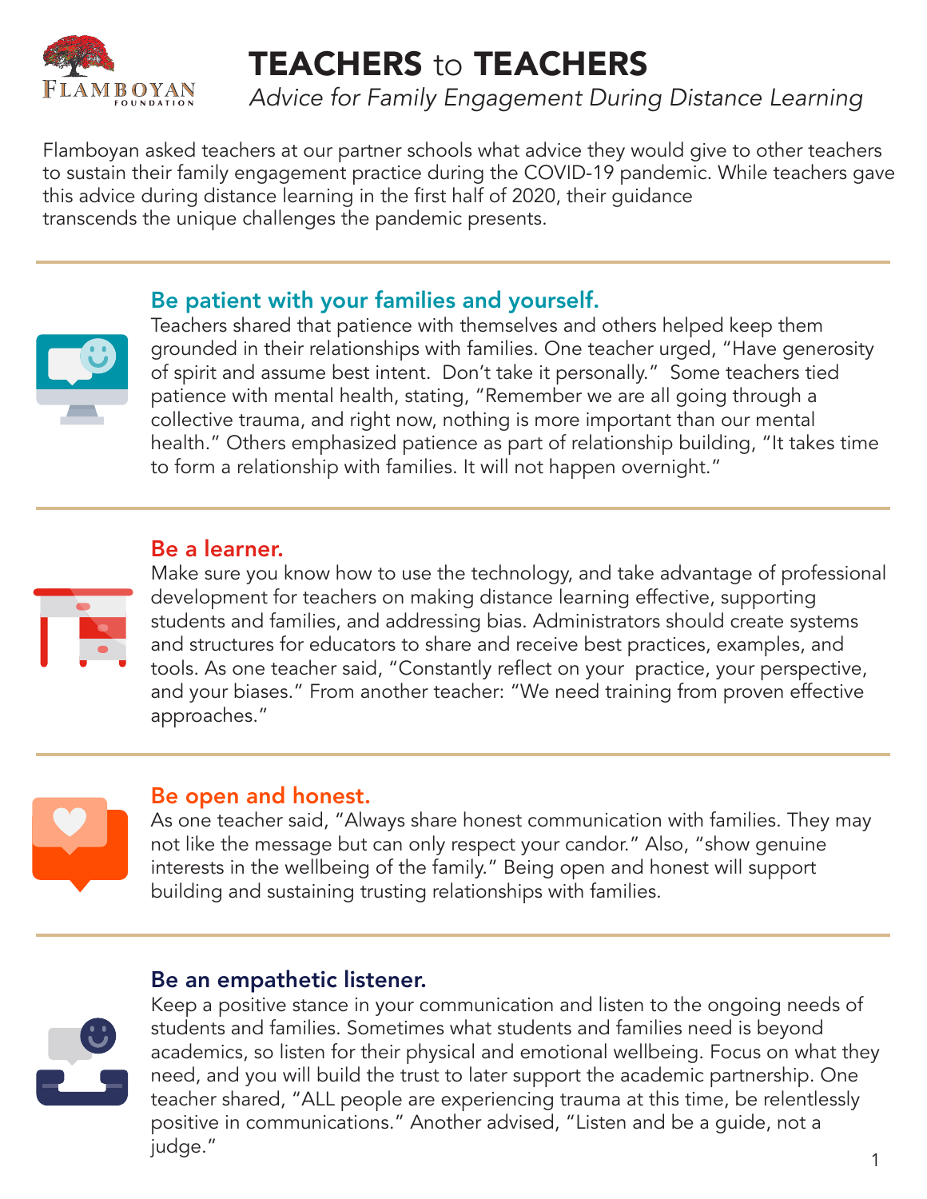# TEACHERS to TEACHERS

*Advice for Family Engagement During Distance Learning*

Flamboyan asked teachers at our partner schools what advice they would give to other teachers to sustain their family engagement practice during the COVID-19 pandemic. While teachers gave this advice during distance learning in the first half of 2020, their guidance transcends the unique challenges the pandemic presents.

## Be patient with your families and yourself.

Teachers shared that patience with themselves and others helped keep them grounded in their relationships with families. One teacher urged, "Have generosity of spirit and assume best intent. Don't take it personally." Some teachers tied patience with mental health, stating, "Remember we are all going through a collective trauma, and right now, nothing is more important than our mental health." Others emphasized patience as part of relationship building, "It takes time to form a relationship with families. It will not happen overnight."

## Be a learner.

Make sure you know how to use the technology, and take advantage of professional development for teachers on making distance learning effective, supporting students and families, and addressing bias. Administrators should create systems and structures for educators to share and receive best practices, examples, and tools. As one teacher said, "Constantly reflect on your practice, your perspective, and your biases." From another teacher: "We need training from proven effective approaches."

## Be open and honest.

As one teacher said, "Always share honest communication with families. They may not like the message but can only respect your candor." Also, "show genuine interests in the wellbeing of the family." Being open and honest will support building and sustaining trusting relationships with families.

## Be an empathetic listener.

Keep a positive stance in your communication and listen to the ongoing needs of students and families. Sometimes what students and families need is beyond academics, so listen for their physical and emotional wellbeing. Focus on what they need, and you will build the trust to later support the academic partnership. One teacher shared, "ALL people are experiencing trauma at this time, be relentlessly positive in communications." Another advised, "Listen and be a guide, not a judge."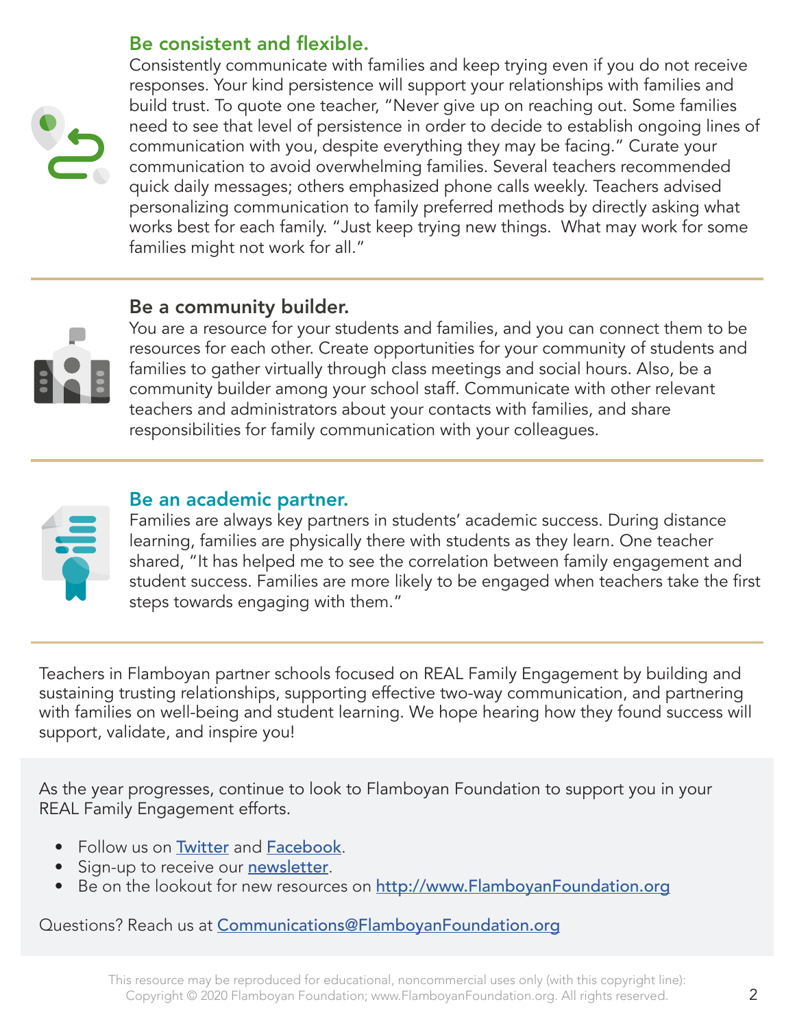### Be consistent and flexible.

Consistently communicate with families and keep trying even if you do not receive responses. Your kind persistence will support your relationships with families and build trust. To quote one teacher, "Never give up on reaching out. Some families need to see that level of persistence in order to decide to establish ongoing lines of communication with you, despite everything they may be facing." Curate your communication to avoid overwhelming families. Several teachers recommended quick daily messages; others emphasized phone calls weekly. Teachers advised personalizing communication to family preferred methods by directly asking what works best for each family. "Just keep trying new things. What may work for some families might not work for all."

---

### Be a community builder.

You are a resource for your students and families, and you can connect them to be resources for each other. Create opportunities for your community of students and families to gather virtually through class meetings and social hours. Also, be a community builder among your school staff. Communicate with other relevant teachers and administrators about your contacts with families, and share responsibilities for family communication with your colleagues.

---

### Be an academic partner.

Families are always key partners in students' academic success. During distance learning, families are physically there with students as they learn. One teacher shared, "It has helped me to see the correlation between family engagement and student success. Families are more likely to be engaged when teachers take the first steps towards engaging with them."

---

Teachers in Flamboyan partner schools focused on REAL Family Engagement by building and sustaining trusting relationships, supporting effective two-way communication, and partnering with families on well-being and student learning. We hope hearing how they found success will support, validate, and inspire you!

As the year progresses, continue to look to Flamboyan Foundation to support you in your REAL Family Engagement efforts.

- Follow us on Twitter and Facebook.
- Sign-up to receive our newsletter.
- Be on the lookout for new resources on http://www.FlamboyanFoundation.org

Questions? Reach us at Communications@FlamboyanFoundation.org

This resource may be reproduced for educational, noncommercial uses only (with this copyright line): Copyright © 2020 Flamboyan Foundation; www.FlamboyanFoundation.org. All rights reserved.